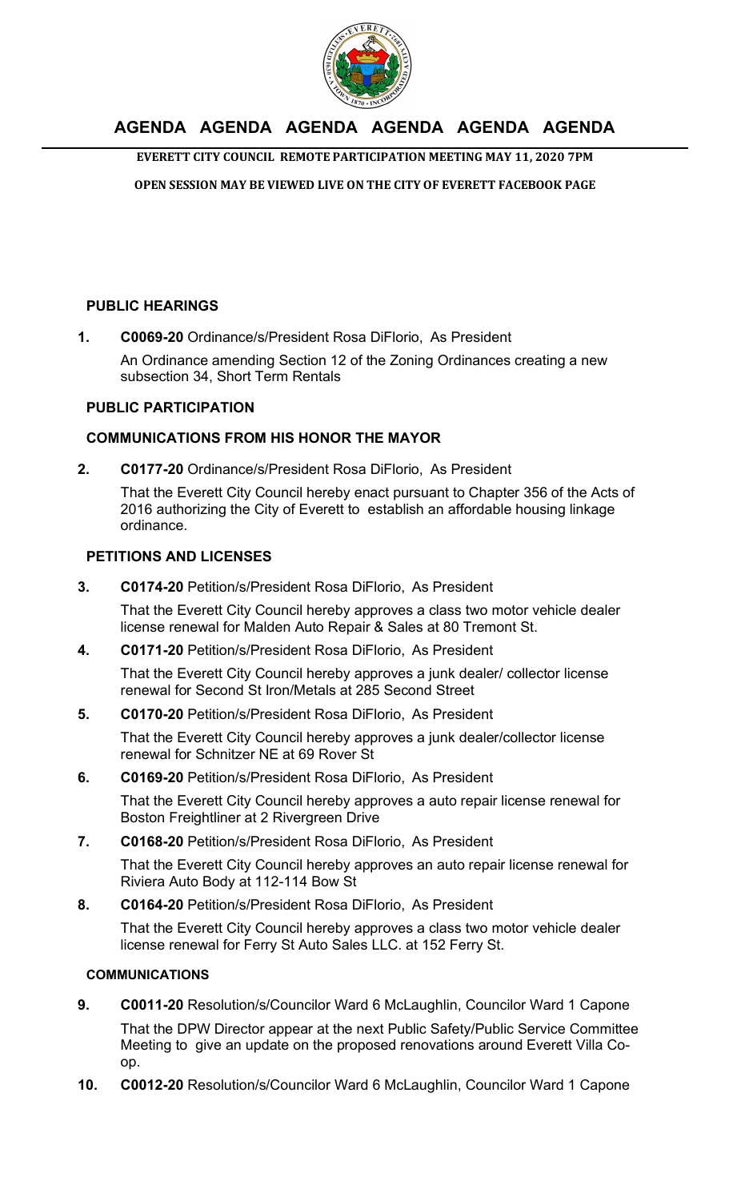# AGENDA AGENDA AGENDA AGENDA AGENDA AGENDA

**EVERETT CITY COUNCIL REMOTE PARTICIPATION MEETING MAY 11, 2020 7PM**

**OPEN SESSION MAY BE VIEWED LIVE ON THE CITY OF EVERETT FACEBOOK PAGE**

### PUBLIC HEARINGS

1. **C0069-20** Ordinance/s/President Rosa DiFlorio, As President

   An Ordinance amending Section 12 of the Zoning Ordinances creating a new subsection 34, Short Term Rentals

### PUBLIC PARTICIPATION

### COMMUNICATIONS FROM HIS HONOR THE MAYOR

2. **C0177-20** Ordinance/s/President Rosa DiFlorio, As President

   That the Everett City Council hereby enact pursuant to Chapter 356 of the Acts of 2016 authorizing the City of Everett to establish an affordable housing linkage ordinance.

### PETITIONS AND LICENSES

3. **C0174-20** Petition/s/President Rosa DiFlorio, As President

   That the Everett City Council hereby approves a class two motor vehicle dealer license renewal for Malden Auto Repair & Sales at 80 Tremont St.

4. **C0171-20** Petition/s/President Rosa DiFlorio, As President

   That the Everett City Council hereby approves a junk dealer/ collector license renewal for Second St Iron/Metals at 285 Second Street

5. **C0170-20** Petition/s/President Rosa DiFlorio, As President

   That the Everett City Council hereby approves a junk dealer/collector license renewal for Schnitzer NE at 69 Rover St

6. **C0169-20** Petition/s/President Rosa DiFlorio, As President

   That the Everett City Council hereby approves a auto repair license renewal for Boston Freightliner at 2 Rivergreen Drive

7. **C0168-20** Petition/s/President Rosa DiFlorio, As President

   That the Everett City Council hereby approves an auto repair license renewal for Riviera Auto Body at 112-114 Bow St

8. **C0164-20** Petition/s/President Rosa DiFlorio, As President

   That the Everett City Council hereby approves a class two motor vehicle dealer license renewal for Ferry St Auto Sales LLC. at 152 Ferry St.

### COMMUNICATIONS

9. **C0011-20** Resolution/s/Councilor Ward 6 McLaughlin, Councilor Ward 1 Capone

   That the DPW Director appear at the next Public Safety/Public Service Committee Meeting to give an update on the proposed renovations around Everett Villa Co-op.

10. **C0012-20** Resolution/s/Councilor Ward 6 McLaughlin, Councilor Ward 1 Capone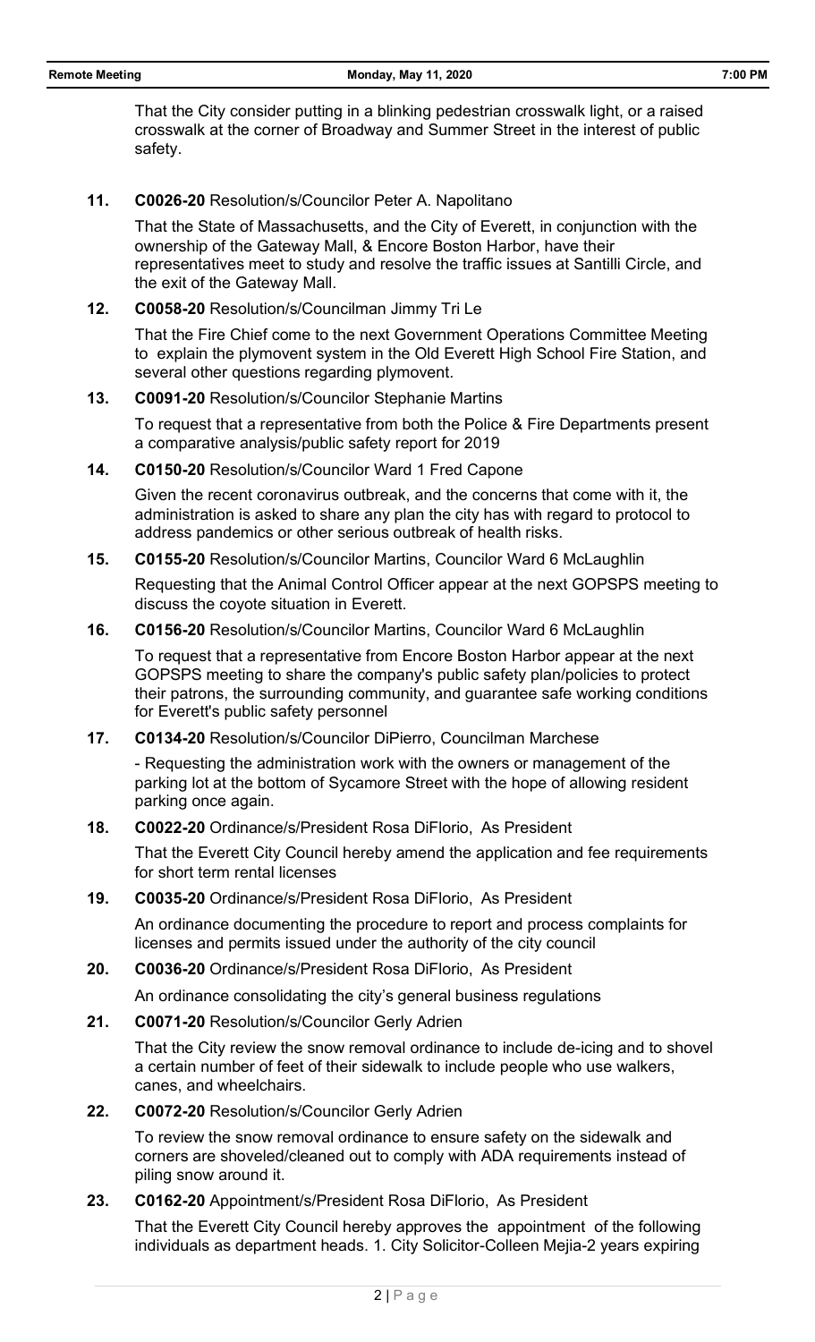That the City consider putting in a blinking pedestrian crosswalk light, or a raised crosswalk at the corner of Broadway and Summer Street in the interest of public safety.

**11. C0026-20** Resolution/s/Councilor Peter A. Napolitano

That the State of Massachusetts, and the City of Everett, in conjunction with the ownership of the Gateway Mall, & Encore Boston Harbor, have their representatives meet to study and resolve the traffic issues at Santilli Circle, and the exit of the Gateway Mall.

**12. C0058-20** Resolution/s/Councilman Jimmy Tri Le

That the Fire Chief come to the next Government Operations Committee Meeting to explain the plymovent system in the Old Everett High School Fire Station, and several other questions regarding plymovent.

**13. C0091-20** Resolution/s/Councilor Stephanie Martins

To request that a representative from both the Police & Fire Departments present a comparative analysis/public safety report for 2019

**14. C0150-20** Resolution/s/Councilor Ward 1 Fred Capone

Given the recent coronavirus outbreak, and the concerns that come with it, the administration is asked to share any plan the city has with regard to protocol to address pandemics or other serious outbreak of health risks.

**15. C0155-20** Resolution/s/Councilor Martins, Councilor Ward 6 McLaughlin

Requesting that the Animal Control Officer appear at the next GOPSPS meeting to discuss the coyote situation in Everett.

**16. C0156-20** Resolution/s/Councilor Martins, Councilor Ward 6 McLaughlin

To request that a representative from Encore Boston Harbor appear at the next GOPSPS meeting to share the company's public safety plan/policies to protect their patrons, the surrounding community, and guarantee safe working conditions for Everett's public safety personnel

**17. C0134-20** Resolution/s/Councilor DiPierro, Councilman Marchese

- Requesting the administration work with the owners or management of the parking lot at the bottom of Sycamore Street with the hope of allowing resident parking once again.

**18. C0022-20** Ordinance/s/President Rosa DiFlorio, As President

That the Everett City Council hereby amend the application and fee requirements for short term rental licenses

**19. C0035-20** Ordinance/s/President Rosa DiFlorio, As President

An ordinance documenting the procedure to report and process complaints for licenses and permits issued under the authority of the city council

**20. C0036-20** Ordinance/s/President Rosa DiFlorio, As President

An ordinance consolidating the city's general business regulations

**21. C0071-20** Resolution/s/Councilor Gerly Adrien

That the City review the snow removal ordinance to include de-icing and to shovel a certain number of feet of their sidewalk to include people who use walkers, canes, and wheelchairs.

**22. C0072-20** Resolution/s/Councilor Gerly Adrien

To review the snow removal ordinance to ensure safety on the sidewalk and corners are shoveled/cleaned out to comply with ADA requirements instead of piling snow around it.

**23. C0162-20** Appointment/s/President Rosa DiFlorio, As President

That the Everett City Council hereby approves the appointment of the following individuals as department heads. 1. City Solicitor-Colleen Mejia-2 years expiring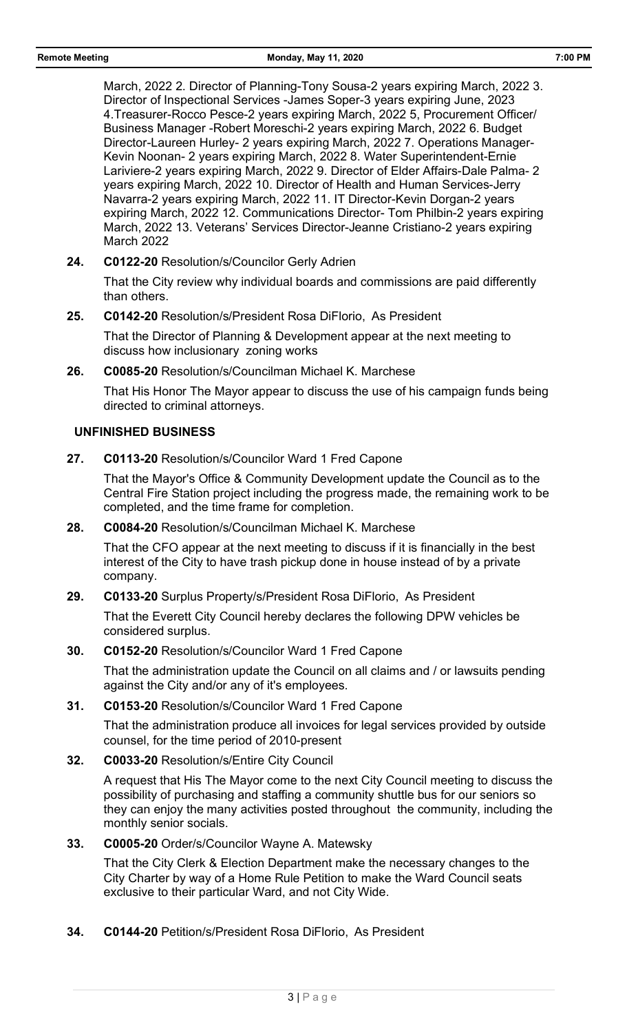March, 2022 2. Director of Planning-Tony Sousa-2 years expiring March, 2022 3. Director of Inspectional Services -James Soper-3 years expiring June, 2023 4.Treasurer-Rocco Pesce-2 years expiring March, 2022 5, Procurement Officer/ Business Manager -Robert Moreschi-2 years expiring March, 2022 6. Budget Director-Laureen Hurley- 2 years expiring March, 2022 7. Operations Manager-Kevin Noonan- 2 years expiring March, 2022 8. Water Superintendent-Ernie Lariviere-2 years expiring March, 2022 9. Director of Elder Affairs-Dale Palma- 2 years expiring March, 2022 10. Director of Health and Human Services-Jerry Navarra-2 years expiring March, 2022 11. IT Director-Kevin Dorgan-2 years expiring March, 2022 12. Communications Director- Tom Philbin-2 years expiring March, 2022 13. Veterans' Services Director-Jeanne Cristiano-2 years expiring March 2022

**24.** **C0122-20** Resolution/s/Councilor Gerly Adrien

That the City review why individual boards and commissions are paid differently than others.

**25.** **C0142-20** Resolution/s/President Rosa DiFlorio, As President

That the Director of Planning & Development appear at the next meeting to discuss how inclusionary zoning works

**26.** **C0085-20** Resolution/s/Councilman Michael K. Marchese

That His Honor The Mayor appear to discuss the use of his campaign funds being directed to criminal attorneys.

## UNFINISHED BUSINESS

**27.** **C0113-20** Resolution/s/Councilor Ward 1 Fred Capone

That the Mayor's Office & Community Development update the Council as to the Central Fire Station project including the progress made, the remaining work to be completed, and the time frame for completion.

**28.** **C0084-20** Resolution/s/Councilman Michael K. Marchese

That the CFO appear at the next meeting to discuss if it is financially in the best interest of the City to have trash pickup done in house instead of by a private company.

**29.** **C0133-20** Surplus Property/s/President Rosa DiFlorio, As President

That the Everett City Council hereby declares the following DPW vehicles be considered surplus.

**30.** **C0152-20** Resolution/s/Councilor Ward 1 Fred Capone

That the administration update the Council on all claims and / or lawsuits pending against the City and/or any of it's employees.

**31.** **C0153-20** Resolution/s/Councilor Ward 1 Fred Capone

That the administration produce all invoices for legal services provided by outside counsel, for the time period of 2010-present

**32.** **C0033-20** Resolution/s/Entire City Council

A request that His The Mayor come to the next City Council meeting to discuss the possibility of purchasing and staffing a community shuttle bus for our seniors so they can enjoy the many activities posted throughout the community, including the monthly senior socials.

**33.** **C0005-20** Order/s/Councilor Wayne A. Matewsky

That the City Clerk & Election Department make the necessary changes to the City Charter by way of a Home Rule Petition to make the Ward Council seats exclusive to their particular Ward, and not City Wide.

**34.** **C0144-20** Petition/s/President Rosa DiFlorio, As President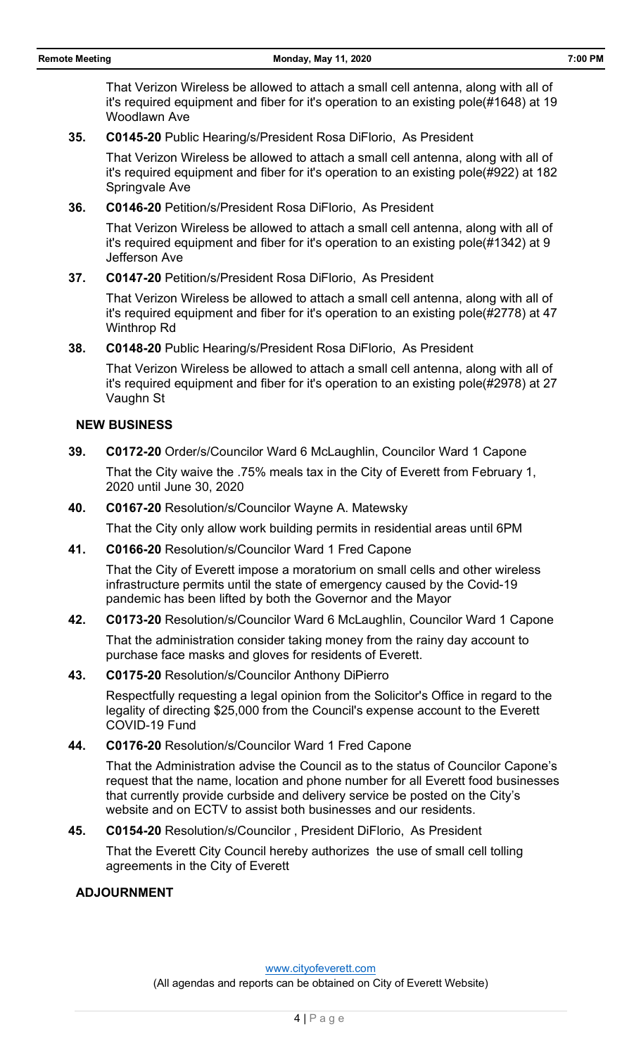That Verizon Wireless be allowed to attach a small cell antenna, along with all of it's required equipment and fiber for it's operation to an existing pole(#1648) at 19 Woodlawn Ave

**35. C0145-20** Public Hearing/s/President Rosa DiFlorio, As President

That Verizon Wireless be allowed to attach a small cell antenna, along with all of it's required equipment and fiber for it's operation to an existing pole(#922) at 182 Springvale Ave

**36. C0146-20** Petition/s/President Rosa DiFlorio, As President

That Verizon Wireless be allowed to attach a small cell antenna, along with all of it's required equipment and fiber for it's operation to an existing pole(#1342) at 9 Jefferson Ave

**37. C0147-20** Petition/s/President Rosa DiFlorio, As President

That Verizon Wireless be allowed to attach a small cell antenna, along with all of it's required equipment and fiber for it's operation to an existing pole(#2778) at 47 Winthrop Rd

**38. C0148-20** Public Hearing/s/President Rosa DiFlorio, As President

That Verizon Wireless be allowed to attach a small cell antenna, along with all of it's required equipment and fiber for it's operation to an existing pole(#2978) at 27 Vaughn St

## NEW BUSINESS

**39. C0172-20** Order/s/Councilor Ward 6 McLaughlin, Councilor Ward 1 Capone

That the City waive the .75% meals tax in the City of Everett from February 1, 2020 until June 30, 2020

**40. C0167-20** Resolution/s/Councilor Wayne A. Matewsky

That the City only allow work building permits in residential areas until 6PM

**41. C0166-20** Resolution/s/Councilor Ward 1 Fred Capone

That the City of Everett impose a moratorium on small cells and other wireless infrastructure permits until the state of emergency caused by the Covid-19 pandemic has been lifted by both the Governor and the Mayor

**42. C0173-20** Resolution/s/Councilor Ward 6 McLaughlin, Councilor Ward 1 Capone

That the administration consider taking money from the rainy day account to purchase face masks and gloves for residents of Everett.

**43. C0175-20** Resolution/s/Councilor Anthony DiPierro

Respectfully requesting a legal opinion from the Solicitor's Office in regard to the legality of directing $25,000 from the Council's expense account to the Everett COVID-19 Fund

**44. C0176-20** Resolution/s/Councilor Ward 1 Fred Capone

That the Administration advise the Council as to the status of Councilor Capone's request that the name, location and phone number for all Everett food businesses that currently provide curbside and delivery service be posted on the City's website and on ECTV to assist both businesses and our residents.

**45. C0154-20** Resolution/s/Councilor , President DiFlorio, As President

That the Everett City Council hereby authorizes the use of small cell tolling agreements in the City of Everett

## ADJOURNMENT

www.cityofeverett.com
(All agendas and reports can be obtained on City of Everett Website)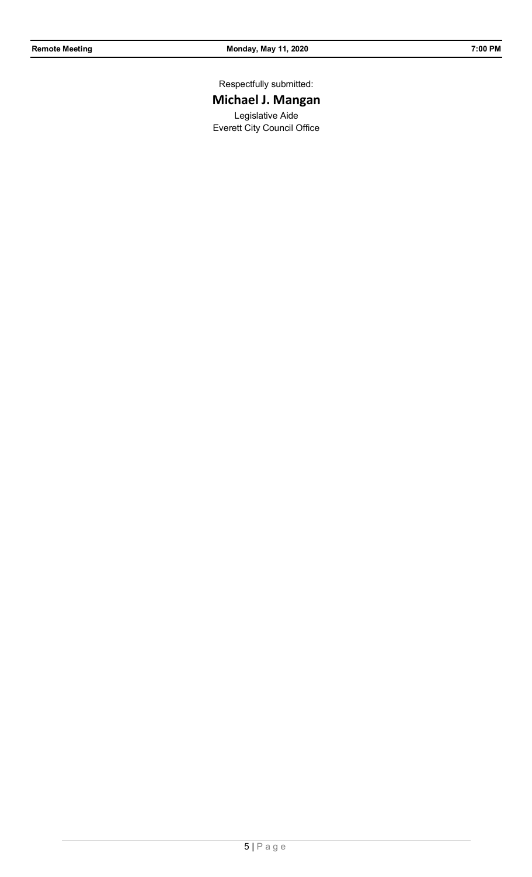Respectfully submitted:

**Michael J. Mangan**

Legislative Aide

Everett City Council Office